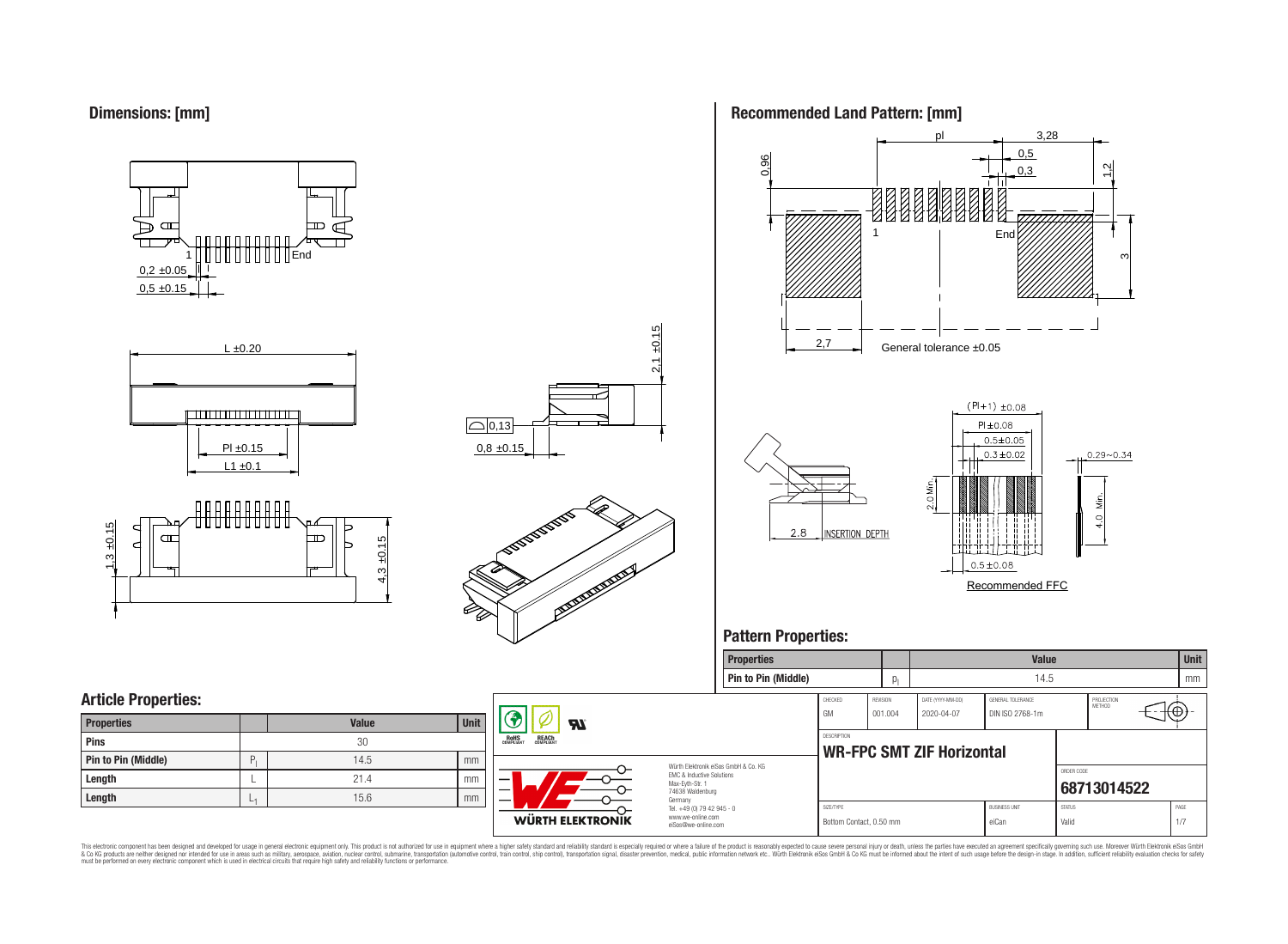## Dimensions: [mm]

0,2 ±0.05

0,5 ±0.15

L ±0.20

Pl ±0.15

L1 ±0.1

1,3 ±0.15

4,3 ±0.15

2,1 ±0.15

0,13

0,8 ±0.15

## Recommended Land Pattern: [mm]

pl | 3,28 | 0,5 | 0,3 | 1,2 | 0.96 | 3 | 2,7

General tolerance ±0.05

2.8 INSERTION DEPTH

(Pl+1) ±0.08

Pl ±0.08

0.5±0.05

0.3±0.02

0.29~0.34

2.0 Min.

4.0 Min.

0.5±0.08

Recommended FFC

## Pattern Properties:

| Properties | | Value | Unit |
|---|---|---|---|
| Pin to Pin (Middle) | $p_l$ | 14.5 | mm |

## Article Properties:

| Properties | | Value | Unit |
|---|---|---|---|
| Pins | | 30 | |
| Pin to Pin (Middle) | $P_l$ | 14.5 | mm |
| Length | L | 21.4 | mm |
| Length | $L_1$ | 15.6 | mm |

| CHECKED | REVISION | DATE (YYYY-MM-DD) | GENERAL TOLERANCE | PROJECTION METHOD |
|---|---|---|---|---|
| GM | 001.004 | 2020-04-07 | DIN ISO 2768-1m | |

DESCRIPTION

**WR-FPC SMT ZIF Horizontal**

ORDER CODE

**68713014522**

| SIZE/TYPE | BUSINESS UNIT | STATUS | PAGE |
|---|---|---|---|
| Bottom Contact, 0.50 mm | eiCan | Valid | 1/7 |

Würth Elektronik eiSos GmbH & Co. KG
EMC & Inductive Solutions
Max-Eyth-Str. 1
74638 Waldenburg
Germany
Tel. +49 (0) 79 42 945 - 0
www.we-online.com
eiSos@we-online.com

This electronic component has been designed and developed for usage in general electronic equipment only. This product is not authorized for use in equipment where a higher safety standard and reliability standard is especially required or where a failure of the product is reasonably expected to cause severe personal injury or death, unless the parties have executed an agreement specifically governing such use. Moreover Würth Elektronik eiSos GmbH & Co KG products are neither designed nor intended for use in areas such as military, aerospace, aviation, nuclear control, submarine, transportation (automotive control, train control, ship control), transportation signal, disaster prevention, medical, public information network etc.. Würth Elektronik eiSos GmbH & Co KG must be informed about the intent of such usage before the design-in stage. In addition, sufficient reliability evaluation checks for safety must be performed on every electronic component which is used in electrical circuits that require high safety and reliability functions or performance.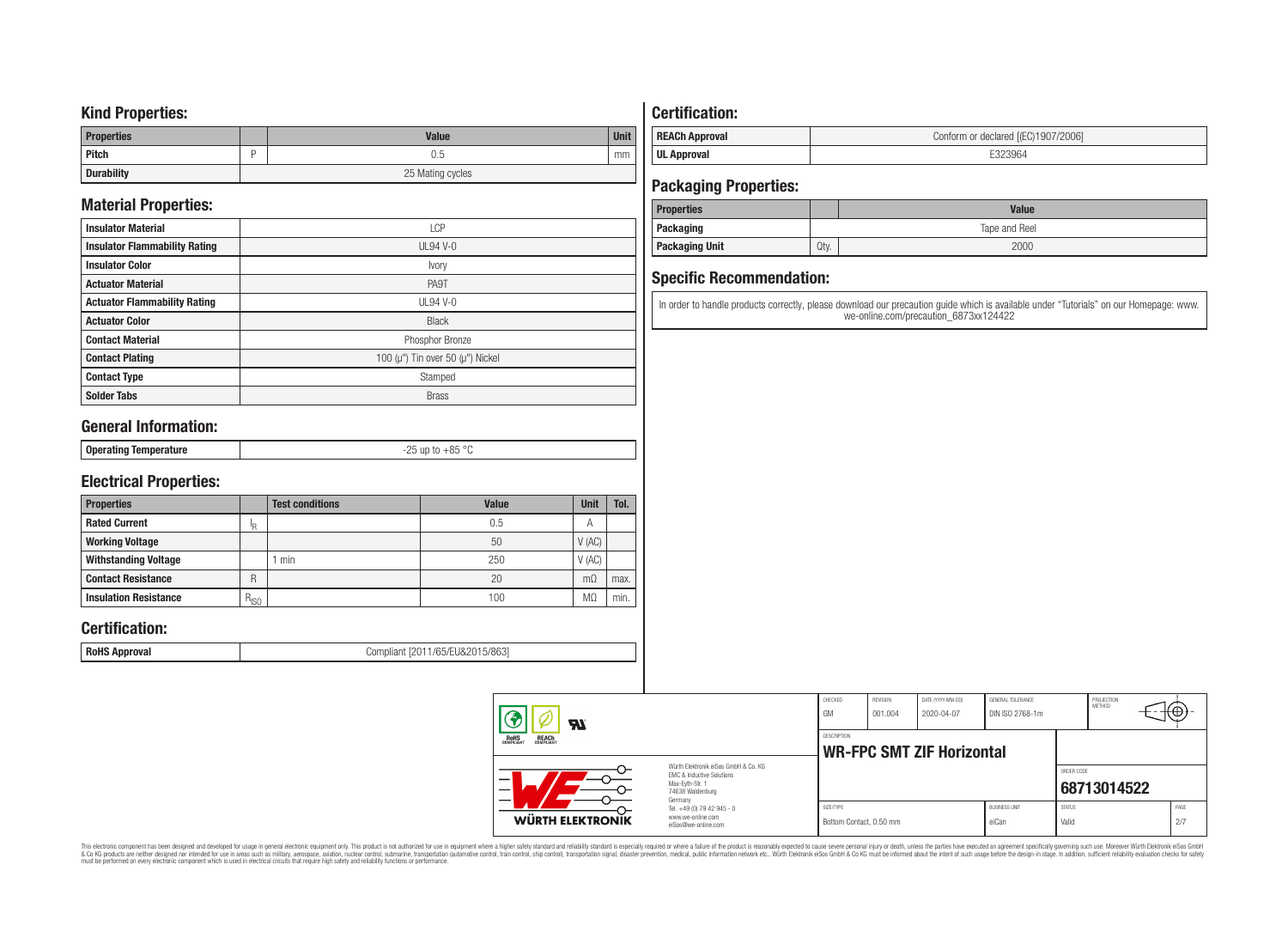## Kind Properties:

| Properties | | Value | Unit |
|---|---|---|---|
| Pitch | P | 0.5 | mm |
| Durability | | 25 Mating cycles | |

## Material Properties:

| | |
|---|---|
| Insulator Material | LCP |
| Insulator Flammability Rating | UL94 V-0 |
| Insulator Color | Ivory |
| Actuator Material | PA9T |
| Actuator Flammability Rating | UL94 V-0 |
| Actuator Color | Black |
| Contact Material | Phosphor Bronze |
| Contact Plating | 100 (µ") Tin over 50 (µ") Nickel |
| Contact Type | Stamped |
| Solder Tabs | Brass |

## General Information:

| | |
|---|---|
| Operating Temperature | -25 up to +85 °C |

## Electrical Properties:

| Properties | | Test conditions | Value | Unit | Tol. |
|---|---|---|---|---|---|
| Rated Current | $I_R$ | | 0.5 | A | |
| Working Voltage | | | 50 | V (AC) | |
| Withstanding Voltage | | 1 min | 250 | V (AC) | |
| Contact Resistance | R | | 20 | mΩ | max. |
| Insulation Resistance | $R_{ISO}$ | | 100 | MΩ | min. |

## Certification:

| | |
|---|---|
| RoHS Approval | Compliant [2011/65/EU&2015/863] |

## Certification:

| | |
|---|---|
| REACh Approval | Conform or declared [(EC)1907/2006] |
| UL Approval | E323964 |

## Packaging Properties:

| Properties | | Value |
|---|---|---|
| Packaging | | Tape and Reel |
| Packaging Unit | Qty. | 2000 |

## Specific Recommendation:

In order to handle products correctly, please download our precaution guide which is available under "Tutorials" on our Homepage: www.we-online.com/precaution_6873xx124422

| CHECKED | REVISION | DATE (YYYY-MM-DD) | GENERAL TOLERANCE | PROJECTION METHOD |
|---|---|---|---|---|
| GM | 001.004 | 2020-04-07 | DIN ISO 2768-1m | |

Würth Elektronik eiSos GmbH & Co. KG
EMC & Inductive Solutions
Max-Eyth-Str. 1
74638 Waldenburg
Germany
Tel. +49 (0) 79 42 945 - 0
www.we-online.com
eiSos@we-online.com

DESCRIPTION: **WR-FPC SMT ZIF Horizontal**

ORDER CODE: **68713014522**

| SIZE/TYPE | BUSINESS UNIT | STATUS | PAGE |
|---|---|---|---|
| Bottom Contact, 0.50 mm | eiCan | Valid | 2/7 |

This electronic component has been designed and developed for usage in general electronic equipment only. This product is not authorized for use in equipment where a higher safety standard and reliability standard is especially required or where a failure of the product is reasonably expected to cause severe personal injury or death, unless the parties have executed an agreement specifically governing such use. Moreover Würth Elektronik eiSos GmbH & Co KG products are neither designed nor intended for use in areas such as military, aerospace, aviation, nuclear control, submarine, transportation (automotive control, train control, ship control), transportation signal, disaster prevention, medical, public information network etc.. Würth Elektronik eiSos GmbH & Co KG must be informed about the intent of such usage before the design-in stage. In addition, sufficient reliability evaluation checks for safety must be performed on every electronic component which is used in electrical circuits that require high safety and reliability functions or performance.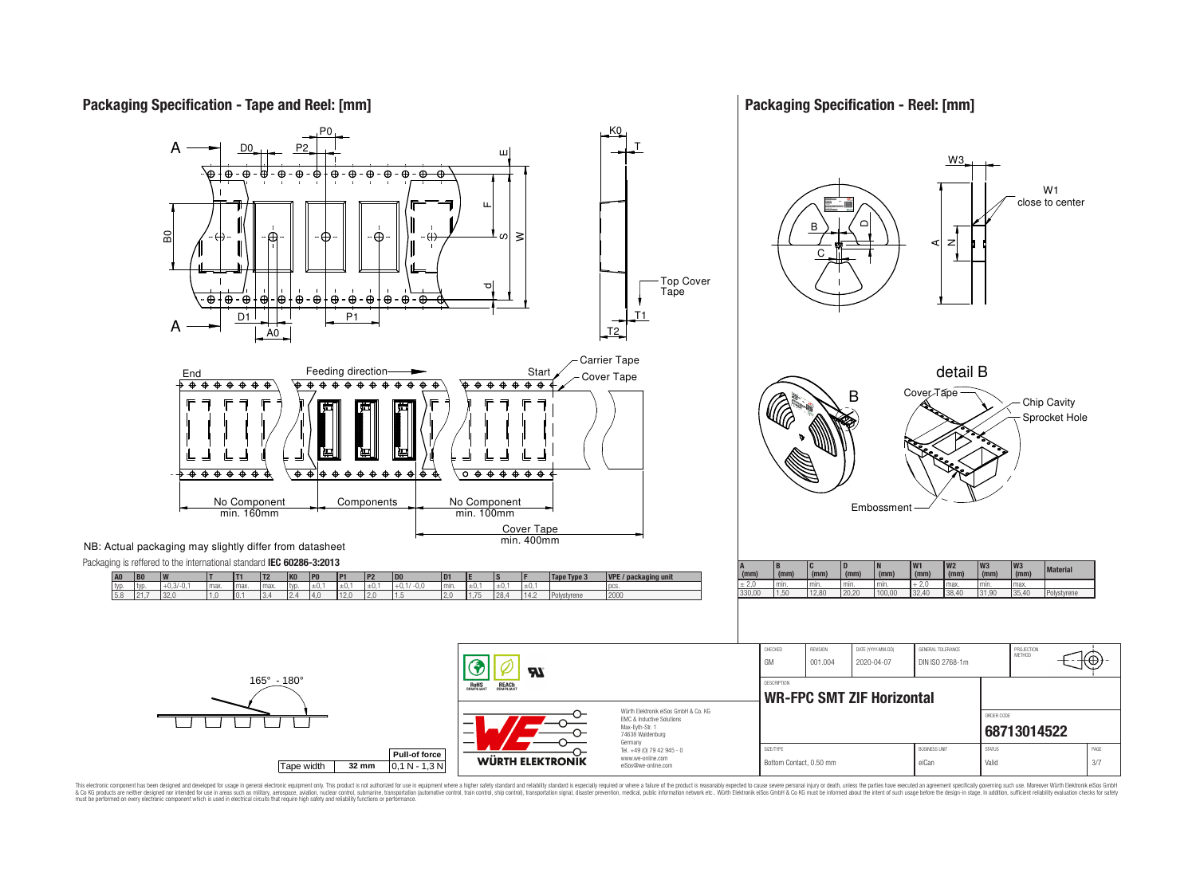## Packaging Specification - Tape and Reel: [mm]

NB: Actual packaging may slightly differ from datasheet

Packaging is reffered to the international standard **IEC 60286-3:2013**

| A0 | B0 | W | T | T1 | T2 | K0 | P0 | P1 | P2 | D0 | D1 | E | S | F | Tape Type 3 | VPE / packaging unit |
|---|---|---|---|---|---|---|---|---|---|---|---|---|---|---|---|---|
| typ. | typ. | +0,3/-0,1 | max. | max. | max. | typ. | ±0,1 | ±0,1 | ±0,1 | +0,1/ -0,0 | min. | ±0,1 | ±0,1 | ±0,1 |  | pcs. |
| 5.8 | 21,7 | 32,0 | 1,0 | 0,1 | 3,4 | 2,4 | 4,0 | 12,0 | 2,0 | 1,5 | 2,0 | 1,75 | 28,4 | 14,2 | Polystyrene | 2000 |

End — Feeding direction — Start

No Component min. 160mm | Components | No Component min. 100mm | Cover Tape min. 400mm

165° - 180°

| Tape width | Pull-of force |
|---|---|
| 32 mm | 0,1 N - 1,3 N |

## Packaging Specification - Reel: [mm]

| A (mm) | B (mm) | C (mm) | D (mm) | N (mm) | W1 (mm) | W2 (mm) | W3 (mm) | W3 (mm) | Material |
|---|---|---|---|---|---|---|---|---|---|
| ± 2,0 | min. | min. | min. | min. | + 2,0 | max. | min. | max. |  |
| 330,00 | 1,50 | 12,80 | 20,20 | 100,00 | 32,40 | 38,40 | 31,90 | 35,40 | Polystyrene |

Würth Elektronik eiSos GmbH & Co. KG
EMC & Inductive Solutions
Max-Eyth-Str. 1
74638 Waldenburg
Germany
Tel. +49 (0) 79 42 945 - 0
www.we-online.com
eiSos@we-online.com

| CHECKED | REVISION | DATE (YYYY-MM-DD) | GENERAL TOLERANCE | PROJECTION METHOD |
|---|---|---|---|---|
| GM | 001.004 | 2020-04-07 | DIN ISO 2768-1m |  |

DESCRIPTION: **WR-FPC SMT ZIF Horizontal**

ORDER CODE: **68713014522**

| SIZE/TYPE | BUSINESS UNIT | STATUS | PAGE |
|---|---|---|---|
| Bottom Contact, 0.50 mm | eiCan | Valid | 3/7 |

This electronic component has been designed and developed for usage in general electronic equipment only. This product is not authorized for use in equipment where a higher safety standard and reliability standard is especially required or where a failure of the product is reasonably expected to cause severe personal injury or death, unless the parties have executed an agreement specifically governing such use. Moreover Würth Elektronik eiSos GmbH & Co KG products are neither designed nor intended for use in areas such as military, aerospace, aviation, nuclear control, submarine, transportation (automotive control, train control, ship control), transportation signal, disaster prevention, medical, public information network etc.. Würth Elektronik eiSos GmbH & Co KG must be informed about the intent of such usage before the design-in stage. In addition, sufficient reliability evaluation checks for safety must be performed on every electronic component which is used in electrical circuits that require high safety and reliability functions or performance.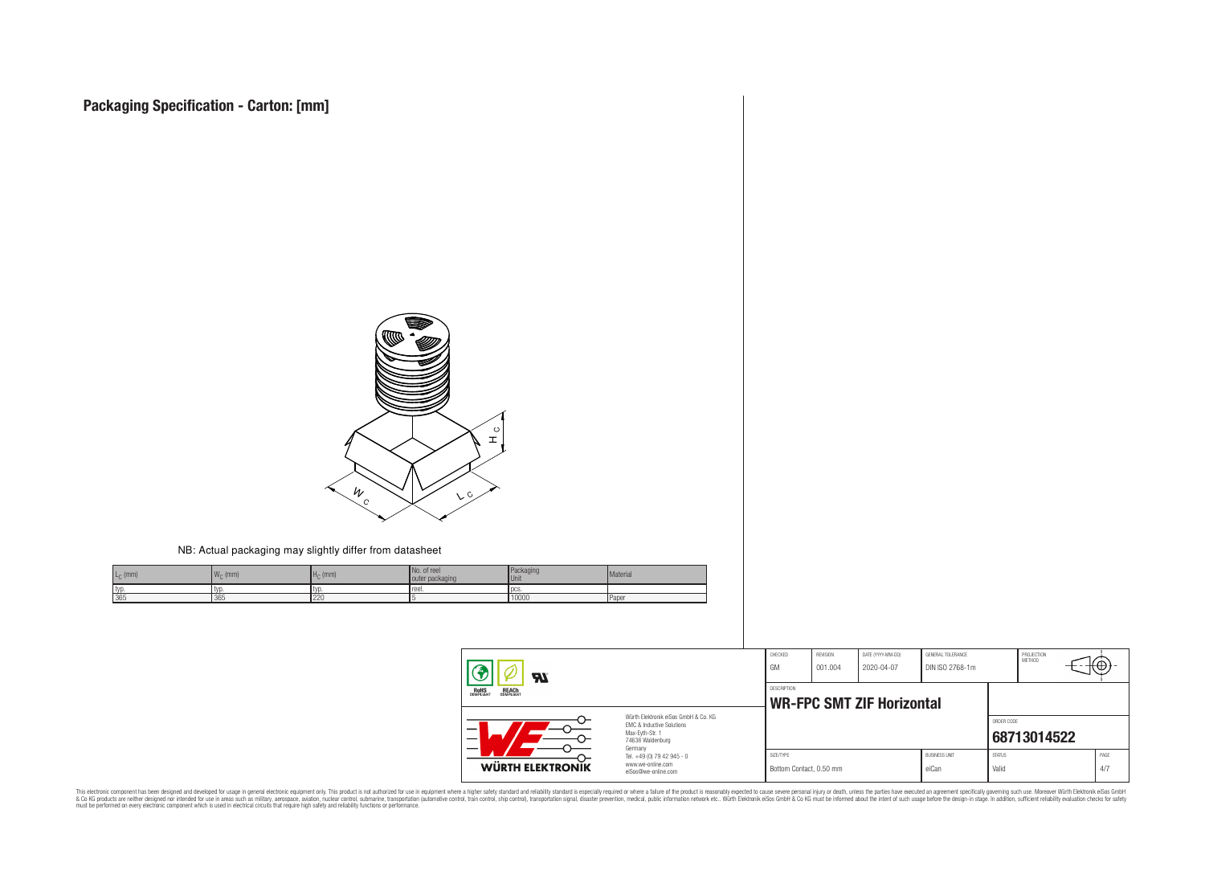# Packaging Specification - Carton: [mm]

NB: Actual packaging may slightly differ from datasheet

| $L_C$ (mm) | $W_C$ (mm) | $H_C$ (mm) | No. of reel outer packaging | Packaging Unit | Material |
|---|---|---|---|---|---|
| typ. | typ. | typ. | reel. | pcs. | |
| 365 | 365 | 220 | 5 | 10000 | Paper |

| CHECKED | REVISION | DATE (YYYY-MM-DD) | GENERAL TOLERANCE | PROJECTION METHOD |
|---|---|---|---|---|
| GM | 001.004 | 2020-04-07 | DIN ISO 2768-1m | |

DESCRIPTION

**WR-FPC SMT ZIF Horizontal**

ORDER CODE

**68713014522**

| SIZE/TYPE | BUSINESS UNIT | STATUS | PAGE |
|---|---|---|---|
| Bottom Contact, 0.50 mm | eiCan | Valid | 4/7 |

Würth Elektronik eiSos GmbH & Co. KG
EMC & Inductive Solutions
Max-Eyth-Str. 1
74638 Waldenburg
Germany
Tel. +49 (0) 79 42 945 - 0
www.we-online.com
eiSos@we-online.com

WÜRTH ELEKTRONIK

This electronic component has been designed and developed for usage in general electronic equipment only. This product is not authorized for use in equipment where a higher safety standard and reliability standard is especially required or where a failure of the product is reasonably expected to cause severe personal injury or death, unless the parties have executed an agreement specifically governing such use. Moreover Würth Elektronik eiSos GmbH & Co KG products are neither designed nor intended for use in areas such as military, aerospace, aviation, nuclear control, submarine, transportation (automotive control, train control, ship control), transportation signal, disaster prevention, medical, public information network etc.. Würth Elektronik eiSos GmbH & Co KG must be informed about the intent of such usage before the design-in stage. In addition, sufficient reliability evaluation checks for safety must be performed on every electronic component which is used in electrical circuits that require high safety and reliability functions or performance.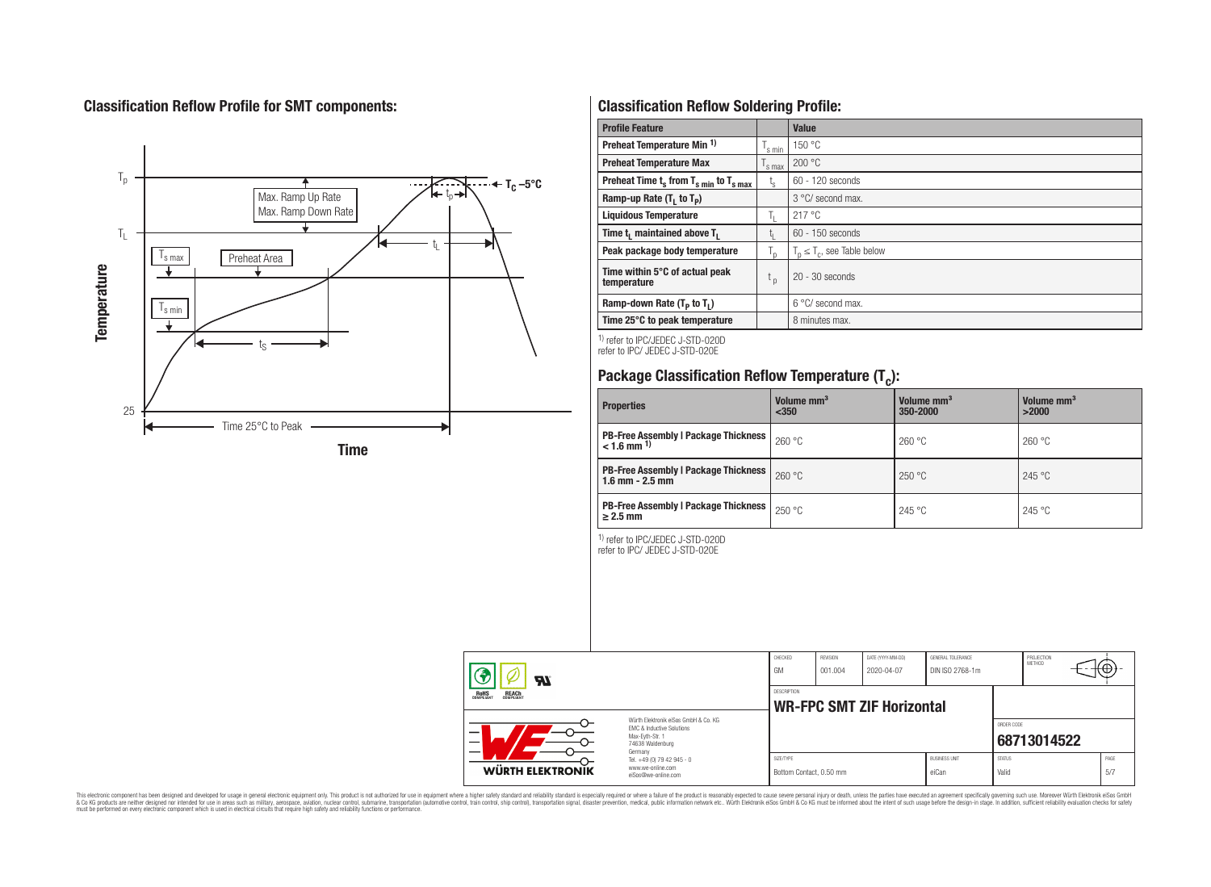## Classification Reflow Profile for SMT components:

## Classification Reflow Soldering Profile:

| Profile Feature | | Value |
|---|---|---|
| Preheat Temperature Min [1] | $T_{s\ min}$ | 150 °C |
| Preheat Temperature Max | $T_{s\ max}$ | 200 °C |
| Preheat Time $t_s$ from $T_{s\ min}$ to $T_{s\ max}$ | $t_s$ | 60 - 120 seconds |
| Ramp-up Rate ($T_L$ to $T_P$) | | 3 °C/ second max. |
| Liquidous Temperature | $T_L$ | 217 °C |
| Time $t_L$ maintained above $T_L$ | $t_L$ | 60 - 150 seconds |
| Peak package body temperature | $T_p$ | $T_p \leq T_c$, see Table below |
| Time within 5°C of actual peak temperature | $t_p$ | 20 - 30 seconds |
| Ramp-down Rate ($T_P$ to $T_L$) | | 6 °C/ second max. |
| Time 25°C to peak temperature | | 8 minutes max. |

[1] refer to IPC/JEDEC J-STD-020D
refer to IPC/ JEDEC J-STD-020E

## Package Classification Reflow Temperature ($T_c$):

| Properties | Volume mm³ <350 | Volume mm³ 350-2000 | Volume mm³ >2000 |
|---|---|---|---|
| PB-Free Assembly \| Package Thickness < 1.6 mm [1] | 260 °C | 260 °C | 260 °C |
| PB-Free Assembly \| Package Thickness 1.6 mm - 2.5 mm | 260 °C | 250 °C | 245 °C |
| PB-Free Assembly \| Package Thickness ≥ 2.5 mm | 250 °C | 245 °C | 245 °C |

[1] refer to IPC/JEDEC J-STD-020D
refer to IPC/ JEDEC J-STD-020E

| CHECKED | REVISION | DATE (YYYY-MM-DD) | GENERAL TOLERANCE | PROJECTION METHOD |
|---|---|---|---|---|
| GM | 001.004 | 2020-04-07 | DIN ISO 2768-1m | |

DESCRIPTION: **WR-FPC SMT ZIF Horizontal**

ORDER CODE: **68713014522**

| SIZE/TYPE | BUSINESS UNIT | STATUS | PAGE |
|---|---|---|---|
| Bottom Contact, 0.50 mm | eiCan | Valid | 5/7 |

Würth Elektronik eiSos GmbH & Co. KG
EMC & Inductive Solutions
Max-Eyth-Str. 1
74638 Waldenburg
Germany
Tel. +49 (0) 79 42 945 - 0
www.we-online.com
eiSos@we-online.com

This electronic component has been designed and developed for usage in general electronic equipment only. This product is not authorized for use in equipment where a higher safety standard and reliability standard is especially required or where a failure of the product is reasonably expected to cause severe personal injury or death, unless the parties have executed an agreement specifically governing such use. Moreover Würth Elektronik eiSos GmbH & Co KG products are neither designed nor intended for use in areas such as military, aerospace, aviation, nuclear control, submarine, transportation (automotive control, train control, ship control), transportation signal, disaster prevention, medical, public information network etc.. Würth Elektronik eiSos GmbH & Co KG must be informed about the intent of such usage before the design-in stage. In addition, sufficient reliability evaluation checks for safety must be performed on every electronic component which is used in electrical circuits that require high safety and reliability functions or performance.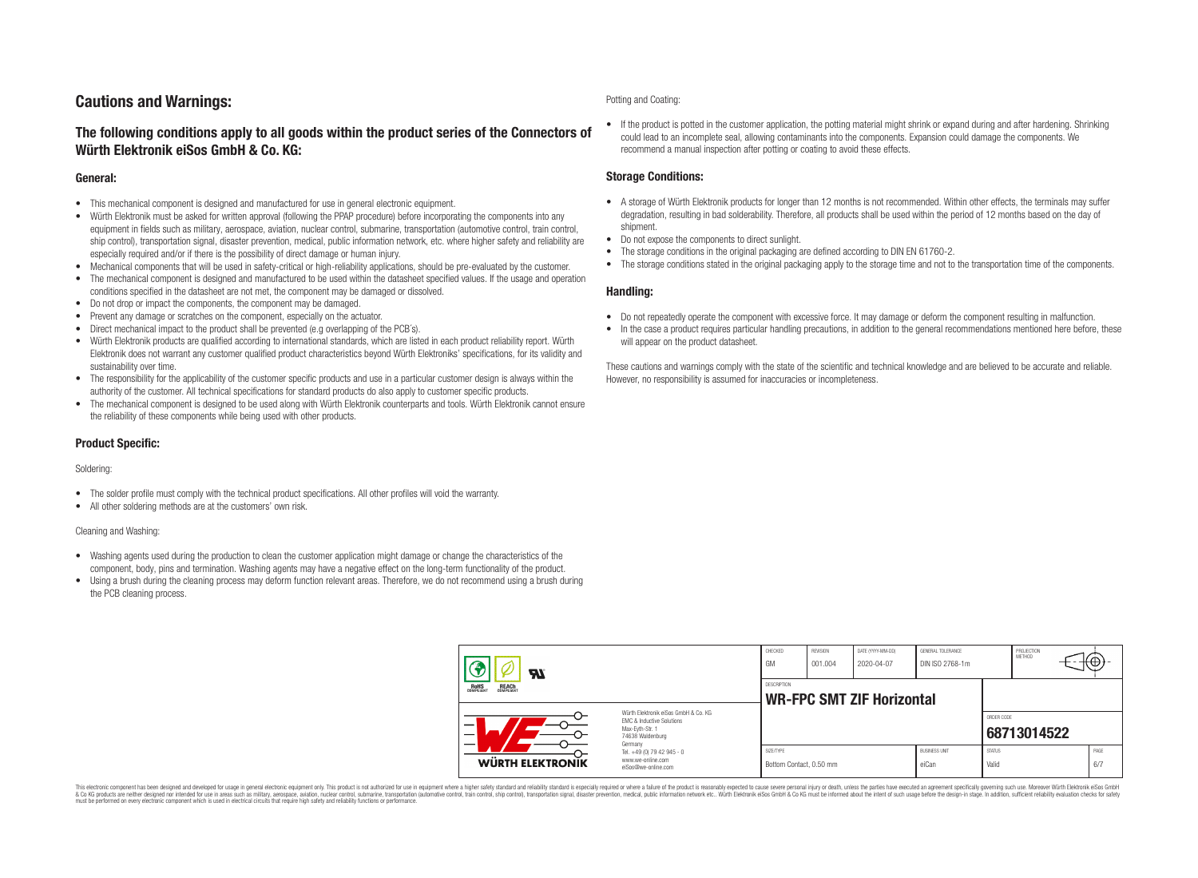# Cautions and Warnings:

## The following conditions apply to all goods within the product series of the Connectors of Würth Elektronik eiSos GmbH & Co. KG:

### General:

- This mechanical component is designed and manufactured for use in general electronic equipment.
- Würth Elektronik must be asked for written approval (following the PPAP procedure) before incorporating the components into any equipment in fields such as military, aerospace, aviation, nuclear control, submarine, transportation (automotive control, train control, ship control), transportation signal, disaster prevention, medical, public information network, etc. where higher safety and reliability are especially required and/or if there is the possibility of direct damage or human injury.
- Mechanical components that will be used in safety-critical or high-reliability applications, should be pre-evaluated by the customer.
- The mechanical component is designed and manufactured to be used within the datasheet specified values. If the usage and operation conditions specified in the datasheet are not met, the component may be damaged or dissolved.
- Do not drop or impact the components, the component may be damaged.
- Prevent any damage or scratches on the component, especially on the actuator.
- Direct mechanical impact to the product shall be prevented (e.g overlapping of the PCB's).
- Würth Elektronik products are qualified according to international standards, which are listed in each product reliability report. Würth Elektronik does not warrant any customer qualified product characteristics beyond Würth Elektroniks' specifications, for its validity and sustainability over time.
- The responsibility for the applicability of the customer specific products and use in a particular customer design is always within the authority of the customer. All technical specifications for standard products do also apply to customer specific products.
- The mechanical component is designed to be used along with Würth Elektronik counterparts and tools. Würth Elektronik cannot ensure the reliability of these components while being used with other products.

### Product Specific:

Soldering:

- The solder profile must comply with the technical product specifications. All other profiles will void the warranty.
- All other soldering methods are at the customers' own risk.

Cleaning and Washing:

- Washing agents used during the production to clean the customer application might damage or change the characteristics of the component, body, pins and termination. Washing agents may have a negative effect on the long-term functionality of the product.
- Using a brush during the cleaning process may deform function relevant areas. Therefore, we do not recommend using a brush during the PCB cleaning process.

Potting and Coating:

- If the product is potted in the customer application, the potting material might shrink or expand during and after hardening. Shrinking could lead to an incomplete seal, allowing contaminants into the components. Expansion could damage the components. We recommend a manual inspection after potting or coating to avoid these effects.

### Storage Conditions:

- A storage of Würth Elektronik products for longer than 12 months is not recommended. Within other effects, the terminals may suffer degradation, resulting in bad solderability. Therefore, all products shall be used within the period of 12 months based on the day of shipment.
- Do not expose the components to direct sunlight.
- The storage conditions in the original packaging are defined according to DIN EN 61760-2.
- The storage conditions stated in the original packaging apply to the storage time and not to the transportation time of the components.

### Handling:

- Do not repeatedly operate the component with excessive force. It may damage or deform the component resulting in malfunction.
- In the case a product requires particular handling precautions, in addition to the general recommendations mentioned here before, these will appear on the product datasheet.

These cautions and warnings comply with the state of the scientific and technical knowledge and are believed to be accurate and reliable. However, no responsibility is assumed for inaccuracies or incompleteness.

| CHECKED | REVISION | DATE (YYYY-MM-DD) | GENERAL TOLERANCE | PROJECTION METHOD |
|---|---|---|---|---|
| GM | 001.004 | 2020-04-07 | DIN ISO 2768-1m | |

DESCRIPTION: **WR-FPC SMT ZIF Horizontal**

ORDER CODE: **68713014522**

| SIZE/TYPE | BUSINESS UNIT | STATUS | PAGE |
|---|---|---|---|
| Bottom Contact, 0.50 mm | eiCan | Valid | 6/7 |

Würth Elektronik eiSos GmbH & Co. KG
EMC & Inductive Solutions
Max-Eyth-Str. 1
74638 Waldenburg
Germany
Tel. +49 (0) 79 42 945 - 0
www.we-online.com
eiSos@we-online.com

This electronic component has been designed and developed for usage in general electronic equipment only. This product is not authorized for use in equipment where a higher safety standard and reliability standard is especially required or where a failure of the product is reasonably expected to cause severe personal injury or death, unless the parties have executed an agreement specifically governing such use. Moreover Würth Elektronik eiSos GmbH & Co KG products are neither designed nor intended for use in areas such as military, aerospace, aviation, nuclear control, submarine, transportation (automotive control, train control, ship control), transportation signal, disaster prevention, medical, public information network etc.. Würth Elektronik eiSos GmbH & Co KG must be informed about the intent of such usage before the design-in stage. In addition, sufficient reliability evaluation checks for safety must be performed on every electronic component which is used in electrical circuits that require high safety and reliability functions or performance.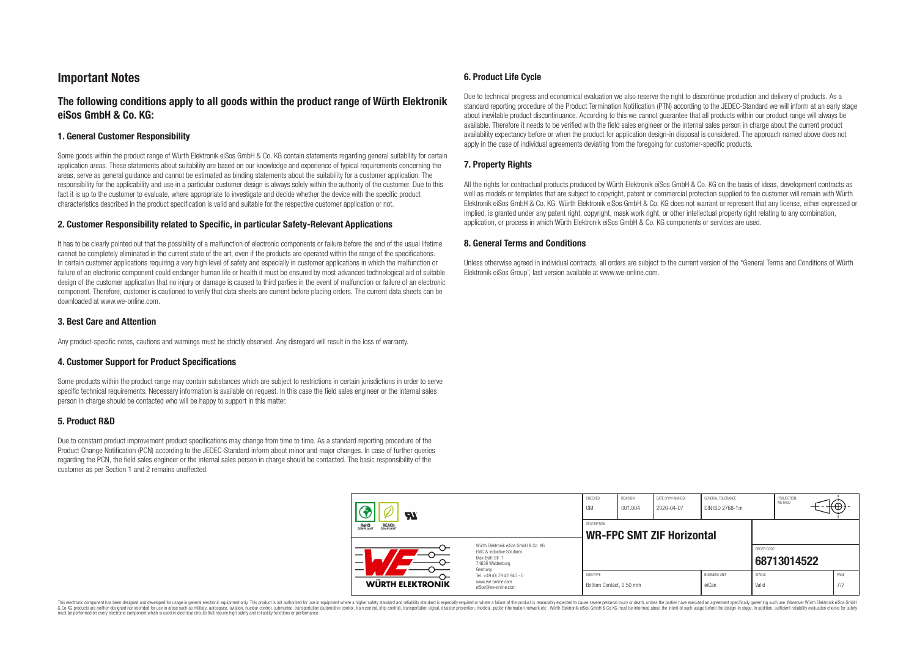# Important Notes

## The following conditions apply to all goods within the product range of Würth Elektronik eiSos GmbH & Co. KG:

### 1. General Customer Responsibility

Some goods within the product range of Würth Elektronik eiSos GmbH & Co. KG contain statements regarding general suitability for certain application areas. These statements about suitability are based on our knowledge and experience of typical requirements concerning the areas, serve as general guidance and cannot be estimated as binding statements about the suitability for a customer application. The responsibility for the applicability and use in a particular customer design is always solely within the authority of the customer. Due to this fact it is up to the customer to evaluate, where appropriate to investigate and decide whether the device with the specific product characteristics described in the product specification is valid and suitable for the respective customer application or not.

### 2. Customer Responsibility related to Specific, in particular Safety-Relevant Applications

It has to be clearly pointed out that the possibility of a malfunction of electronic components or failure before the end of the usual lifetime cannot be completely eliminated in the current state of the art, even if the products are operated within the range of the specifications. In certain customer applications requiring a very high level of safety and especially in customer applications in which the malfunction or failure of an electronic component could endanger human life or health it must be ensured by most advanced technological aid of suitable design of the customer application that no injury or damage is caused to third parties in the event of malfunction or failure of an electronic component. Therefore, customer is cautioned to verify that data sheets are current before placing orders. The current data sheets can be downloaded at www.we-online.com.

### 3. Best Care and Attention

Any product-specific notes, cautions and warnings must be strictly observed. Any disregard will result in the loss of warranty.

### 4. Customer Support for Product Specifications

Some products within the product range may contain substances which are subject to restrictions in certain jurisdictions in order to serve specific technical requirements. Necessary information is available on request. In this case the field sales engineer or the internal sales person in charge should be contacted who will be happy to support in this matter.

### 5. Product R&D

Due to constant product improvement product specifications may change from time to time. As a standard reporting procedure of the Product Change Notification (PCN) according to the JEDEC-Standard inform about minor and major changes. In case of further queries regarding the PCN, the field sales engineer or the internal sales person in charge should be contacted. The basic responsibility of the customer as per Section 1 and 2 remains unaffected.

### 6. Product Life Cycle

Due to technical progress and economical evaluation we also reserve the right to discontinue production and delivery of products. As a standard reporting procedure of the Product Termination Notification (PTN) according to the JEDEC-Standard we will inform at an early stage about inevitable product discontinuance. According to this we cannot guarantee that all products within our product range will always be available. Therefore it needs to be verified with the field sales engineer or the internal sales person in charge about the current product availability expectancy before or when the product for application design-in disposal is considered. The approach named above does not apply in the case of individual agreements deviating from the foregoing for customer-specific products.

### 7. Property Rights

All the rights for contractual products produced by Würth Elektronik eiSos GmbH & Co. KG on the basis of ideas, development contracts as well as models or templates that are subject to copyright, patent or commercial protection supplied to the customer will remain with Würth Elektronik eiSos GmbH & Co. KG. Würth Elektronik eiSos GmbH & Co. KG does not warrant or represent that any license, either expressed or implied, is granted under any patent right, copyright, mask work right, or other intellectual property right relating to any combination, application, or process in which Würth Elektronik eiSos GmbH & Co. KG components or services are used.

### 8. General Terms and Conditions

Unless otherwise agreed in individual contracts, all orders are subject to the current version of the "General Terms and Conditions of Würth Elektronik eiSos Group", last version available at www.we-online.com.

| | | | | | | | |
|---|---|---|---|---|---|---|---|
| RoHS COMPLIANT / REACh COMPLIANT | | CHECKED: GM | REVISION: 001.004 | DATE (YYYY-MM-DD): 2020-04-07 | GENERAL TOLERANCE: DIN ISO 2768-1m | PROJECTION METHOD | |
| | | DESCRIPTION: **WR-FPC SMT ZIF Horizontal** | | | | | |
| WÜRTH ELEKTRONIK | Würth Elektronik eiSos GmbH & Co. KG, EMC & Inductive Solutions, Max-Eyth-Str. 1, 74638 Waldenburg, Germany, Tel. +49 (0) 79 42 945 - 0, www.we-online.com, eiSos@we-online.com | | | | | ORDER CODE: **68713014522** | |
| | | SIZE/TYPE: Bottom Contact, 0.50 mm | | | BUSINESS UNIT: eiCan | STATUS: Valid | PAGE: 7/7 |

This electronic component has been designed and developed for usage in general electronic equipment only. This product is not authorized for use in equipment where a higher safety standard and reliability standard is especially required or where a failure of the product is reasonably expected to cause severe personal injury or death, unless the parties have executed an agreement specifically governing such use. Moreover Würth Elektronik eiSos GmbH & Co KG products are neither designed nor intended for use in areas such as military, aerospace, aviation, nuclear control, submarine, transportation (automotive control, train control, ship control), transportation signal, disaster prevention, medical, public information network etc.. Würth Elektronik eiSos GmbH & Co KG must be informed about the intent of such usage before the design-in stage. In addition, sufficient reliability evaluation checks for safety must be performed on every electronic component which is used in electrical circuits that require high safety and reliability functions or performance.